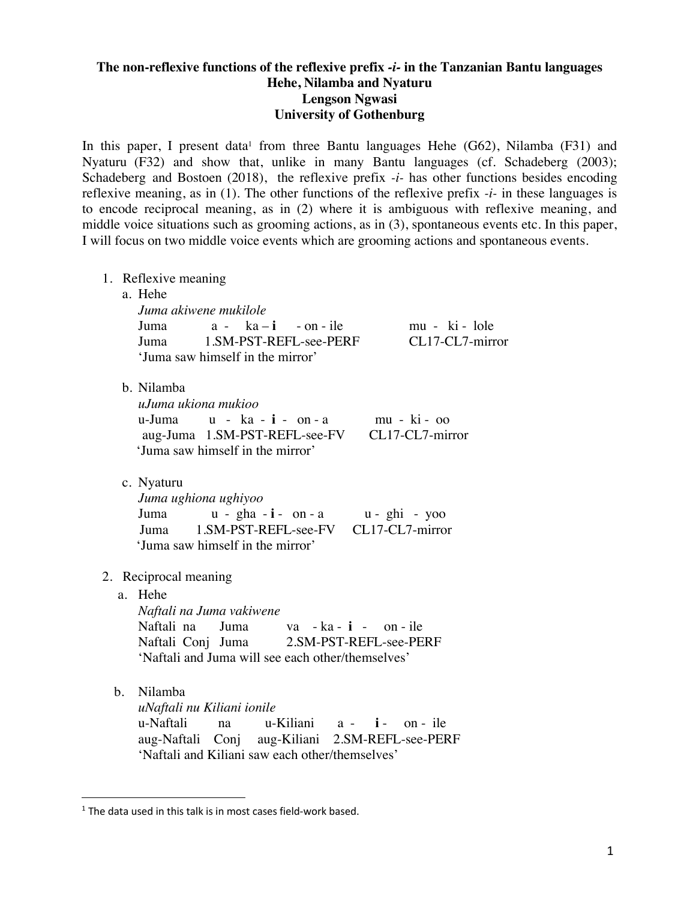**The non-reflexive functions of the reflexive prefix *-i-* in the Tanzanian Bantu languages Hehe, Nilamba and Nyaturu**
**Lengson Ngwasi**
**University of Gothenburg**

In this paper, I present data[1] from three Bantu languages Hehe (G62), Nilamba (F31) and Nyaturu (F32) and show that, unlike in many Bantu languages (cf. Schadeberg (2003); Schadeberg and Bostoen (2018), the reflexive prefix *-i-* has other functions besides encoding reflexive meaning, as in (1). The other functions of the reflexive prefix *-i-* in these languages is to encode reciprocal meaning, as in (2) where it is ambiguous with reflexive meaning, and middle voice situations such as grooming actions, as in (3), spontaneous events etc. In this paper, I will focus on two middle voice events which are grooming actions and spontaneous events.

1. Reflexive meaning
   a. Hehe
      *Juma akiwene mukilole*
      Juma a - ka – **i** - on - ile mu - ki - lole
      Juma 1.SM-PST-REFL-see-PERF CL17-CL7-mirror
      'Juma saw himself in the mirror'

   b. Nilamba
      *uJuma ukiona mukioo*
      u-Juma u - ka - **i** - on - a mu - ki - oo
      aug-Juma 1.SM-PST-REFL-see-FV CL17-CL7-mirror
      'Juma saw himself in the mirror'

   c. Nyaturu
      *Juma ughiona ughiyoo*
      Juma u - gha - **i** - on - a u - ghi - yoo
      Juma 1.SM-PST-REFL-see-FV CL17-CL7-mirror
      'Juma saw himself in the mirror'

2. Reciprocal meaning
   a. Hehe
      *Naftali na Juma vakiwene*
      Naftali na Juma va - ka - **i** - on - ile
      Naftali Conj Juma 2.SM-PST-REFL-see-PERF
      'Naftali and Juma will see each other/themselves'

   b. Nilamba
      *uNaftali nu Kiliani ionile*
      u-Naftali na u-Kiliani a - **i** - on - ile
      aug-Naftali Conj aug-Kiliani 2.SM-REFL-see-PERF
      'Naftali and Kiliani saw each other/themselves'

[1] The data used in this talk is in most cases field-work based.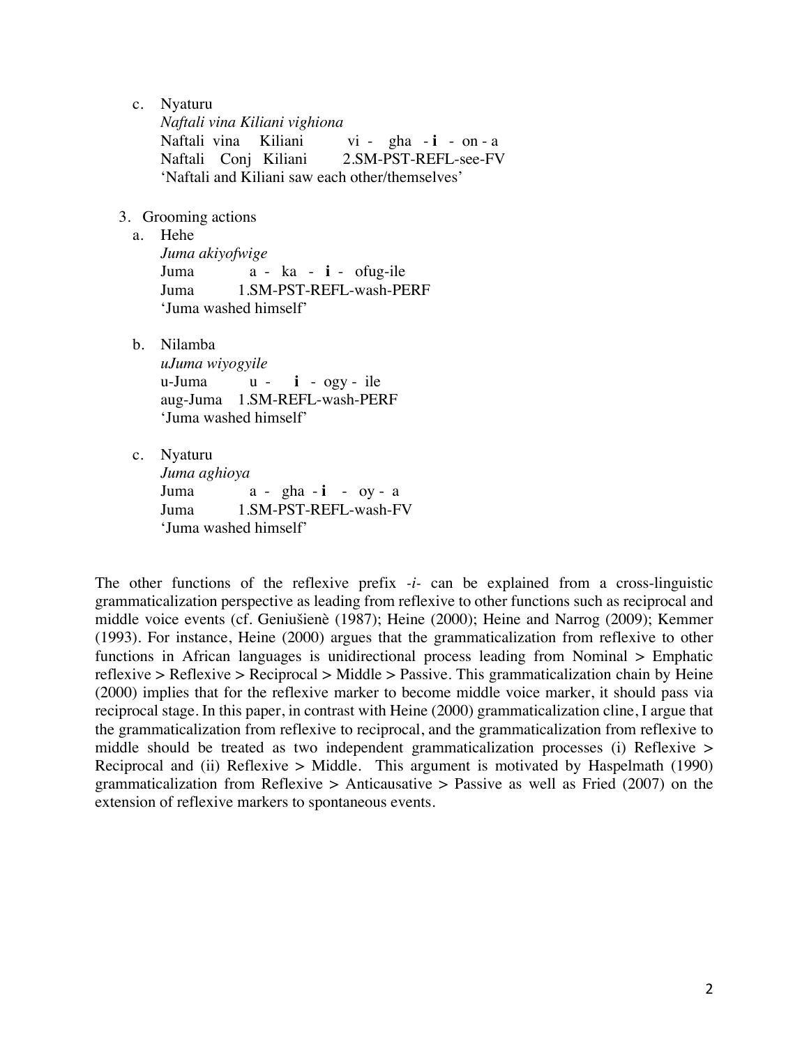c. Nyaturu
   *Naftali vina Kiliani vighiona*
   Naftali vina Kiliani vi - gha - **i** - on - a
   Naftali Conj Kiliani 2.SM-PST-REFL-see-FV
   'Naftali and Kiliani saw each other/themselves'

3. Grooming actions

a. Hehe
   *Juma akiyofwige*
   Juma a - ka - **i** - ofug-ile
   Juma 1.SM-PST-REFL-wash-PERF
   'Juma washed himself'

b. Nilamba
   *uJuma wiyogyile*
   u-Juma u - **i** - ogy - ile
   aug-Juma 1.SM-REFL-wash-PERF
   'Juma washed himself'

c. Nyaturu
   *Juma aghioya*
   Juma a - gha - **i** - oy - a
   Juma 1.SM-PST-REFL-wash-FV
   'Juma washed himself'

The other functions of the reflexive prefix *-i-* can be explained from a cross-linguistic grammaticalization perspective as leading from reflexive to other functions such as reciprocal and middle voice events (cf. Geniušienė (1987); Heine (2000); Heine and Narrog (2009); Kemmer (1993). For instance, Heine (2000) argues that the grammaticalization from reflexive to other functions in African languages is unidirectional process leading from Nominal > Emphatic reflexive > Reflexive > Reciprocal > Middle > Passive. This grammaticalization chain by Heine (2000) implies that for the reflexive marker to become middle voice marker, it should pass via reciprocal stage. In this paper, in contrast with Heine (2000) grammaticalization cline, I argue that the grammaticalization from reflexive to reciprocal, and the grammaticalization from reflexive to middle should be treated as two independent grammaticalization processes (i) Reflexive > Reciprocal and (ii) Reflexive > Middle. This argument is motivated by Haspelmath (1990) grammaticalization from Reflexive > Anticausative > Passive as well as Fried (2007) on the extension of reflexive markers to spontaneous events.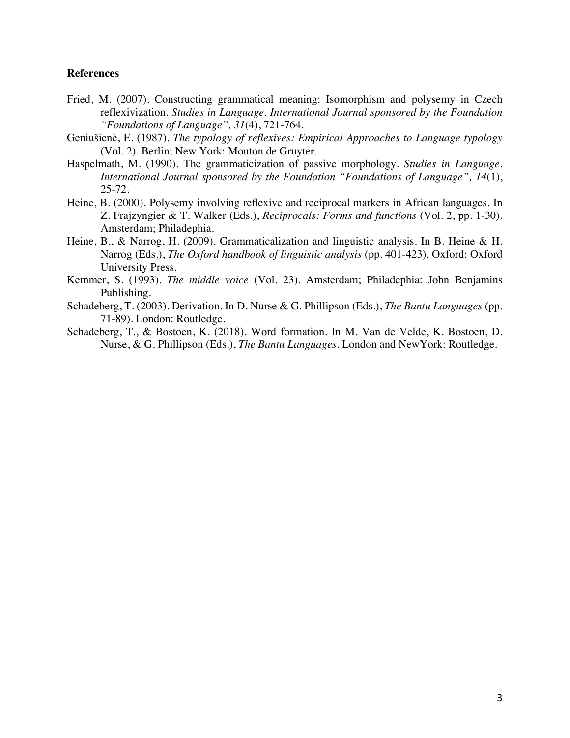**References**

Fried, M. (2007). Constructing grammatical meaning: Isomorphism and polysemy in Czech reflexivization. *Studies in Language. International Journal sponsored by the Foundation "Foundations of Language", 31*(4), 721-764.

Geniušienė, E. (1987). *The typology of reflexives: Empirical Approaches to Language typology* (Vol. 2). Berlin; New York: Mouton de Gruyter.

Haspelmath, M. (1990). The grammaticization of passive morphology. *Studies in Language. International Journal sponsored by the Foundation "Foundations of Language", 14*(1), 25-72.

Heine, B. (2000). Polysemy involving reflexive and reciprocal markers in African languages. In Z. Frajzyngier & T. Walker (Eds.), *Reciprocals: Forms and functions* (Vol. 2, pp. 1-30). Amsterdam; Philadephia.

Heine, B., & Narrog, H. (2009). Grammaticalization and linguistic analysis. In B. Heine & H. Narrog (Eds.), *The Oxford handbook of linguistic analysis* (pp. 401-423). Oxford: Oxford University Press.

Kemmer, S. (1993). *The middle voice* (Vol. 23). Amsterdam; Philadephia: John Benjamins Publishing.

Schadeberg, T. (2003). Derivation. In D. Nurse & G. Phillipson (Eds.), *The Bantu Languages* (pp. 71-89). London: Routledge.

Schadeberg, T., & Bostoen, K. (2018). Word formation. In M. Van de Velde, K. Bostoen, D. Nurse, & G. Phillipson (Eds.), *The Bantu Languages*. London and NewYork: Routledge.